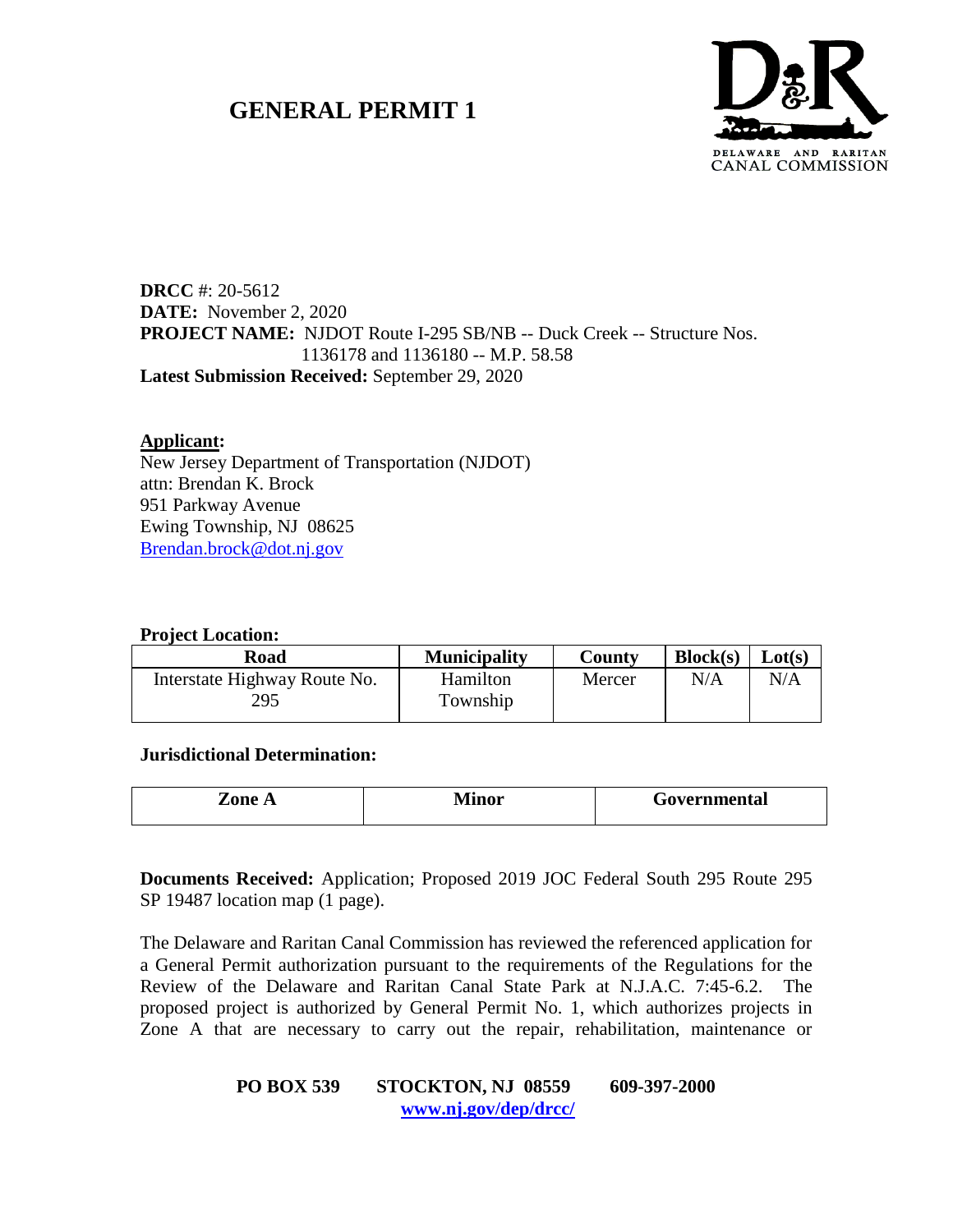# GENERAL PERMIT 1

**DRCC** #: 20-5612
**DATE:** November 2, 2020
**PROJECT NAME:** NJDOT Route I-295 SB/NB -- Duck Creek -- Structure Nos. 1136178 and 1136180 -- M.P. 58.58
**Latest Submission Received:** September 29, 2020

**Applicant:**
New Jersey Department of Transportation (NJDOT)
attn: Brendan K. Brock
951 Parkway Avenue
Ewing Township, NJ 08625
Brendan.brock@dot.nj.gov

**Project Location:**

| Road | Municipality | County | Block(s) | Lot(s) |
|---|---|---|---|---|
| Interstate Highway Route No. 295 | Hamilton Township | Mercer | N/A | N/A |

**Jurisdictional Determination:**

| Zone A | Minor | Governmental |
|---|---|---|

**Documents Received:** Application; Proposed 2019 JOC Federal South 295 Route 295 SP 19487 location map (1 page).

The Delaware and Raritan Canal Commission has reviewed the referenced application for a General Permit authorization pursuant to the requirements of the Regulations for the Review of the Delaware and Raritan Canal State Park at N.J.A.C. 7:45-6.2. The proposed project is authorized by General Permit No. 1, which authorizes projects in Zone A that are necessary to carry out the repair, rehabilitation, maintenance or

**PO BOX 539 STOCKTON, NJ 08559 609-397-2000**
**www.nj.gov/dep/drcc/**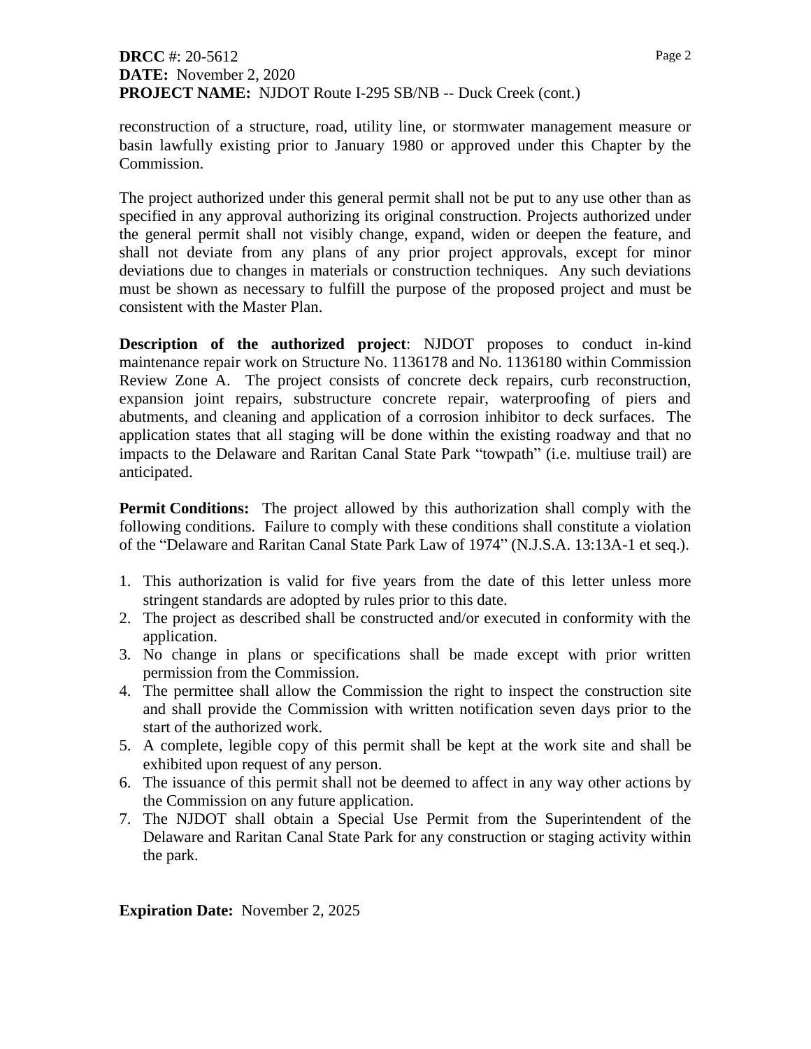reconstruction of a structure, road, utility line, or stormwater management measure or basin lawfully existing prior to January 1980 or approved under this Chapter by the Commission.

The project authorized under this general permit shall not be put to any use other than as specified in any approval authorizing its original construction. Projects authorized under the general permit shall not visibly change, expand, widen or deepen the feature, and shall not deviate from any plans of any prior project approvals, except for minor deviations due to changes in materials or construction techniques. Any such deviations must be shown as necessary to fulfill the purpose of the proposed project and must be consistent with the Master Plan.

**Description of the authorized project**: NJDOT proposes to conduct in-kind maintenance repair work on Structure No. 1136178 and No. 1136180 within Commission Review Zone A. The project consists of concrete deck repairs, curb reconstruction, expansion joint repairs, substructure concrete repair, waterproofing of piers and abutments, and cleaning and application of a corrosion inhibitor to deck surfaces. The application states that all staging will be done within the existing roadway and that no impacts to the Delaware and Raritan Canal State Park "towpath" (i.e. multiuse trail) are anticipated.

**Permit Conditions:** The project allowed by this authorization shall comply with the following conditions. Failure to comply with these conditions shall constitute a violation of the "Delaware and Raritan Canal State Park Law of 1974" (N.J.S.A. 13:13A-1 et seq.).

1. This authorization is valid for five years from the date of this letter unless more stringent standards are adopted by rules prior to this date.
2. The project as described shall be constructed and/or executed in conformity with the application.
3. No change in plans or specifications shall be made except with prior written permission from the Commission.
4. The permittee shall allow the Commission the right to inspect the construction site and shall provide the Commission with written notification seven days prior to the start of the authorized work.
5. A complete, legible copy of this permit shall be kept at the work site and shall be exhibited upon request of any person.
6. The issuance of this permit shall not be deemed to affect in any way other actions by the Commission on any future application.
7. The NJDOT shall obtain a Special Use Permit from the Superintendent of the Delaware and Raritan Canal State Park for any construction or staging activity within the park.

**Expiration Date:** November 2, 2025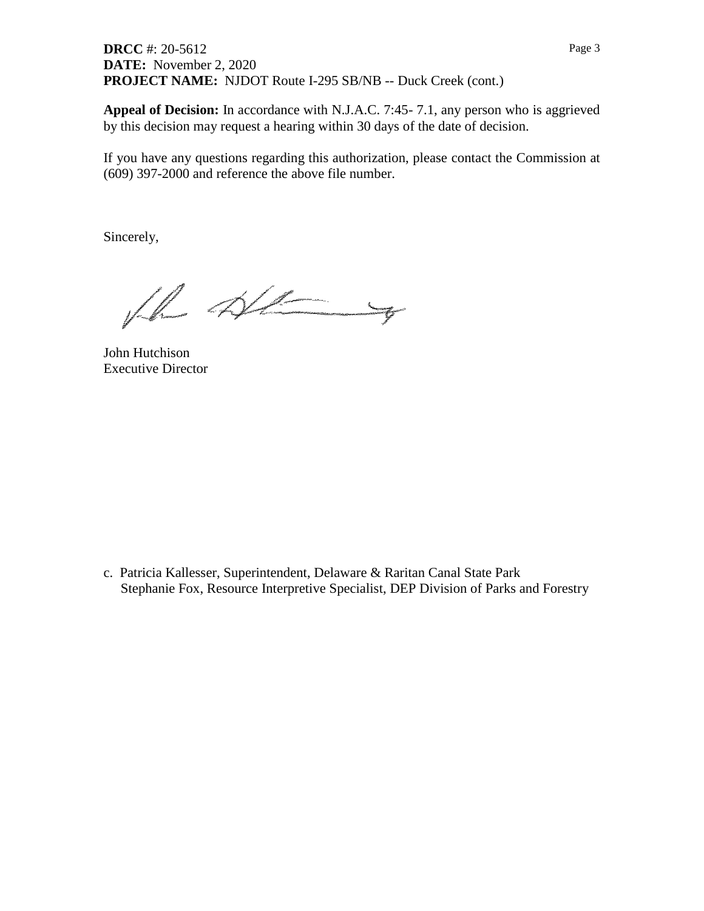**DRCC** #: 20-5612
**DATE:** November 2, 2020
**PROJECT NAME:** NJDOT Route I-295 SB/NB -- Duck Creek (cont.)

**Appeal of Decision:** In accordance with N.J.A.C. 7:45- 7.1, any person who is aggrieved by this decision may request a hearing within 30 days of the date of decision.

If you have any questions regarding this authorization, please contact the Commission at (609) 397-2000 and reference the above file number.

Sincerely,

John Hutchison
Executive Director

c. Patricia Kallesser, Superintendent, Delaware & Raritan Canal State Park
Stephanie Fox, Resource Interpretive Specialist, DEP Division of Parks and Forestry